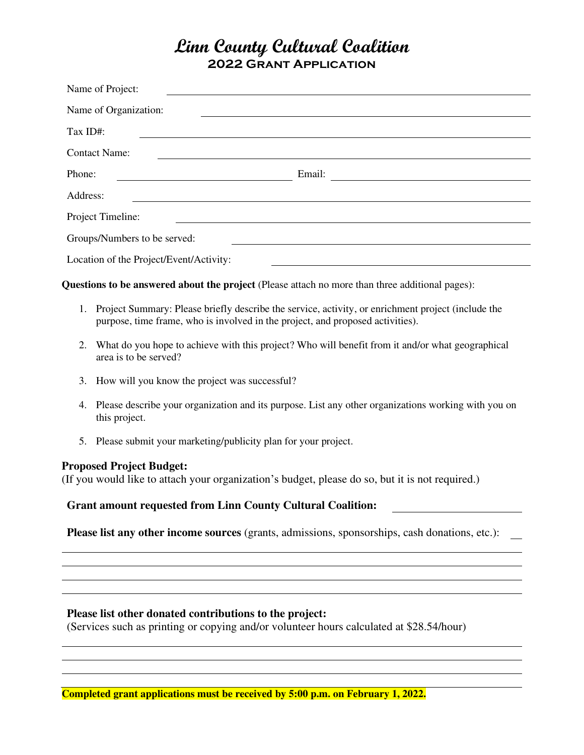# Linn County Cultural Coalition

## 2022 Grant Application

Name of Project: ____________________

Name of Organization: ____________________

Tax ID#: ____________________

Contact Name: ____________________

Phone: ____________________ Email: ____________________

Address: ____________________

Project Timeline: ____________________

Groups/Numbers to be served: ____________________

Location of the Project/Event/Activity: ____________________

**Questions to be answered about the project** (Please attach no more than three additional pages):

1. Project Summary: Please briefly describe the service, activity, or enrichment project (include the purpose, time frame, who is involved in the project, and proposed activities).
2. What do you hope to achieve with this project? Who will benefit from it and/or what geographical area is to be served?
3. How will you know the project was successful?
4. Please describe your organization and its purpose. List any other organizations working with you on this project.
5. Please submit your marketing/publicity plan for your project.

**Proposed Project Budget:**
(If you would like to attach your organization's budget, please do so, but it is not required.)

**Grant amount requested from Linn County Cultural Coalition:** ____________________

**Please list any other income sources** (grants, admissions, sponsorships, cash donations, etc.): ____________________

____________________

____________________

____________________

____________________

**Please list other donated contributions to the project:**
(Services such as printing or copying and/or volunteer hours calculated at $28.54/hour)

____________________

____________________

____________________

____________________

**Completed grant applications must be received by 5:00 p.m. on February 1, 2022.**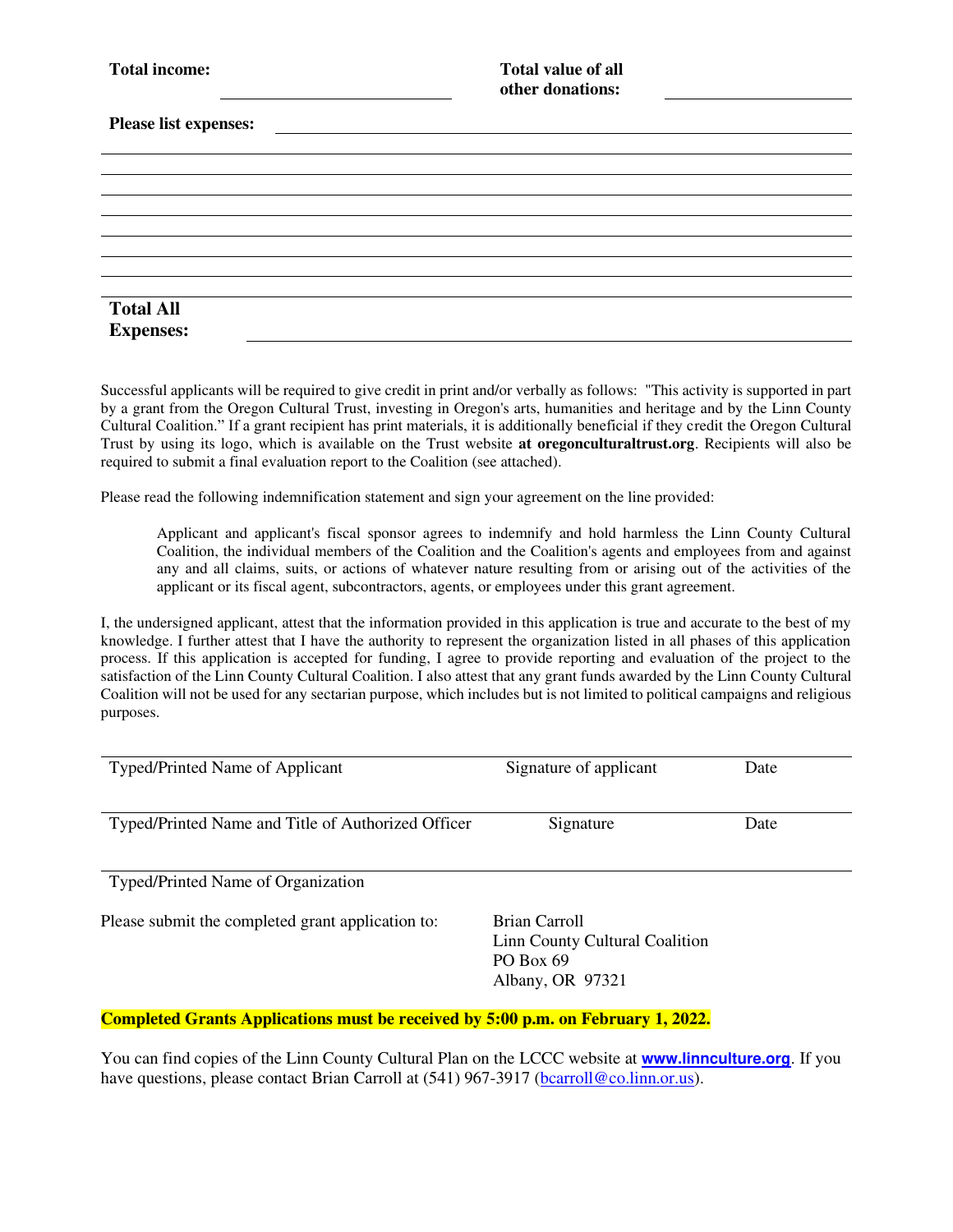**Total income:** \_\_\_\_\_\_\_\_\_\_\_\_\_\_\_\_\_\_\_\_ **Total value of all other donations:** \_\_\_\_\_\_\_\_\_\_\_\_\_\_\_\_\_\_\_\_

**Please list expenses:** \_\_\_\_\_\_\_\_\_\_\_\_\_\_\_\_\_\_\_\_\_\_\_\_\_\_\_\_\_\_\_\_\_\_\_\_\_\_\_\_

\_\_\_\_\_\_\_\_\_\_\_\_\_\_\_\_\_\_\_\_\_\_\_\_\_\_\_\_\_\_\_\_\_\_\_\_\_\_\_\_\_\_\_\_\_\_\_\_\_\_\_\_\_\_\_\_

\_\_\_\_\_\_\_\_\_\_\_\_\_\_\_\_\_\_\_\_\_\_\_\_\_\_\_\_\_\_\_\_\_\_\_\_\_\_\_\_\_\_\_\_\_\_\_\_\_\_\_\_\_\_\_\_

\_\_\_\_\_\_\_\_\_\_\_\_\_\_\_\_\_\_\_\_\_\_\_\_\_\_\_\_\_\_\_\_\_\_\_\_\_\_\_\_\_\_\_\_\_\_\_\_\_\_\_\_\_\_\_\_

\_\_\_\_\_\_\_\_\_\_\_\_\_\_\_\_\_\_\_\_\_\_\_\_\_\_\_\_\_\_\_\_\_\_\_\_\_\_\_\_\_\_\_\_\_\_\_\_\_\_\_\_\_\_\_\_

\_\_\_\_\_\_\_\_\_\_\_\_\_\_\_\_\_\_\_\_\_\_\_\_\_\_\_\_\_\_\_\_\_\_\_\_\_\_\_\_\_\_\_\_\_\_\_\_\_\_\_\_\_\_\_\_

\_\_\_\_\_\_\_\_\_\_\_\_\_\_\_\_\_\_\_\_\_\_\_\_\_\_\_\_\_\_\_\_\_\_\_\_\_\_\_\_\_\_\_\_\_\_\_\_\_\_\_\_\_\_\_\_

\_\_\_\_\_\_\_\_\_\_\_\_\_\_\_\_\_\_\_\_\_\_\_\_\_\_\_\_\_\_\_\_\_\_\_\_\_\_\_\_\_\_\_\_\_\_\_\_\_\_\_\_\_\_\_\_

**Total All Expenses:** \_\_\_\_\_\_\_\_\_\_\_\_\_\_\_\_\_\_\_\_\_\_\_\_\_\_\_\_\_\_\_\_\_\_\_\_\_\_\_\_

Successful applicants will be required to give credit in print and/or verbally as follows: "This activity is supported in part by a grant from the Oregon Cultural Trust, investing in Oregon's arts, humanities and heritage and by the Linn County Cultural Coalition." If a grant recipient has print materials, it is additionally beneficial if they credit the Oregon Cultural Trust by using its logo, which is available on the Trust website **at oregonculturaltrust.org**. Recipients will also be required to submit a final evaluation report to the Coalition (see attached).

Please read the following indemnification statement and sign your agreement on the line provided:

> Applicant and applicant's fiscal sponsor agrees to indemnify and hold harmless the Linn County Cultural Coalition, the individual members of the Coalition and the Coalition's agents and employees from and against any and all claims, suits, or actions of whatever nature resulting from or arising out of the activities of the applicant or its fiscal agent, subcontractors, agents, or employees under this grant agreement.

I, the undersigned applicant, attest that the information provided in this application is true and accurate to the best of my knowledge. I further attest that I have the authority to represent the organization listed in all phases of this application process. If this application is accepted for funding, I agree to provide reporting and evaluation of the project to the satisfaction of the Linn County Cultural Coalition. I also attest that any grant funds awarded by the Linn County Cultural Coalition will not be used for any sectarian purpose, which includes but is not limited to political campaigns and religious purposes.

\_\_\_\_\_\_\_\_\_\_\_\_\_\_\_\_\_\_\_\_\_\_\_\_\_\_\_\_\_\_\_\_\_\_\_\_\_\_\_\_\_\_\_\_\_\_\_\_\_\_\_\_\_\_\_\_

Typed/Printed Name of Applicant    Signature of applicant    Date

\_\_\_\_\_\_\_\_\_\_\_\_\_\_\_\_\_\_\_\_\_\_\_\_\_\_\_\_\_\_\_\_\_\_\_\_\_\_\_\_\_\_\_\_\_\_\_\_\_\_\_\_\_\_\_\_

Typed/Printed Name and Title of Authorized Officer    Signature    Date

\_\_\_\_\_\_\_\_\_\_\_\_\_\_\_\_\_\_\_\_\_\_\_\_\_\_\_\_\_\_\_\_\_\_\_\_\_\_\_\_\_\_\_\_\_\_\_\_\_\_\_\_\_\_\_\_

Typed/Printed Name of Organization

Please submit the completed grant application to:

Brian Carroll
Linn County Cultural Coalition
PO Box 69
Albany, OR 97321

**Completed Grants Applications must be received by 5:00 p.m. on February 1, 2022.**

You can find copies of the Linn County Cultural Plan on the LCCC website at **www.linnculture.org**. If you have questions, please contact Brian Carroll at (541) 967-3917 (bcarroll@co.linn.or.us).